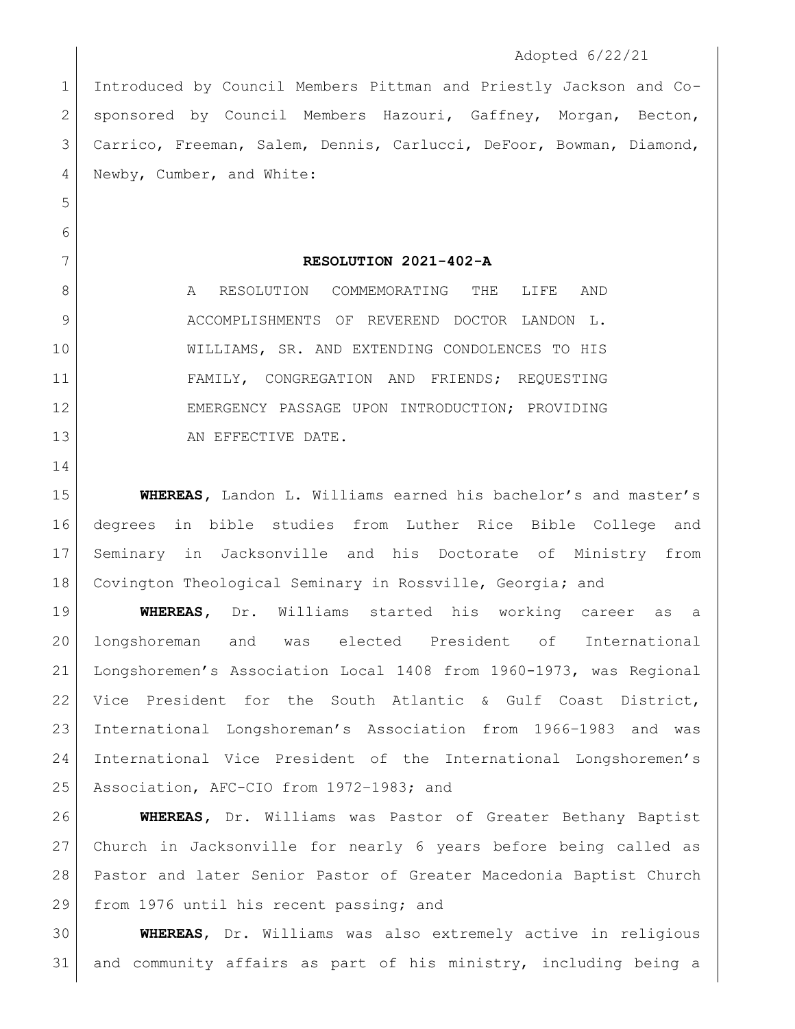Adopted 6/22/21

Introduced by Council Members Pittman and Priestly Jackson and Co-sponsored by Council Members Hazouri, Gaffney, Morgan, Becton, Carrico, Freeman, Salem, Dennis, Carlucci, DeFoor, Bowman, Diamond, Newby, Cumber, and White:

**RESOLUTION 2021-402-A**

A RESOLUTION COMMEMORATING THE LIFE AND ACCOMPLISHMENTS OF REVEREND DOCTOR LANDON L. WILLIAMS, SR. AND EXTENDING CONDOLENCES TO HIS FAMILY, CONGREGATION AND FRIENDS; REQUESTING EMERGENCY PASSAGE UPON INTRODUCTION; PROVIDING AN EFFECTIVE DATE.

**WHEREAS**, Landon L. Williams earned his bachelor's and master's degrees in bible studies from Luther Rice Bible College and Seminary in Jacksonville and his Doctorate of Ministry from Covington Theological Seminary in Rossville, Georgia; and

**WHEREAS**, Dr. Williams started his working career as a longshoreman and was elected President of International Longshoremen's Association Local 1408 from 1960-1973, was Regional Vice President for the South Atlantic & Gulf Coast District, International Longshoreman's Association from 1966–1983 and was International Vice President of the International Longshoremen's Association, AFC-CIO from 1972–1983; and

**WHEREAS**, Dr. Williams was Pastor of Greater Bethany Baptist Church in Jacksonville for nearly 6 years before being called as Pastor and later Senior Pastor of Greater Macedonia Baptist Church from 1976 until his recent passing; and

**WHEREAS**, Dr. Williams was also extremely active in religious and community affairs as part of his ministry, including being a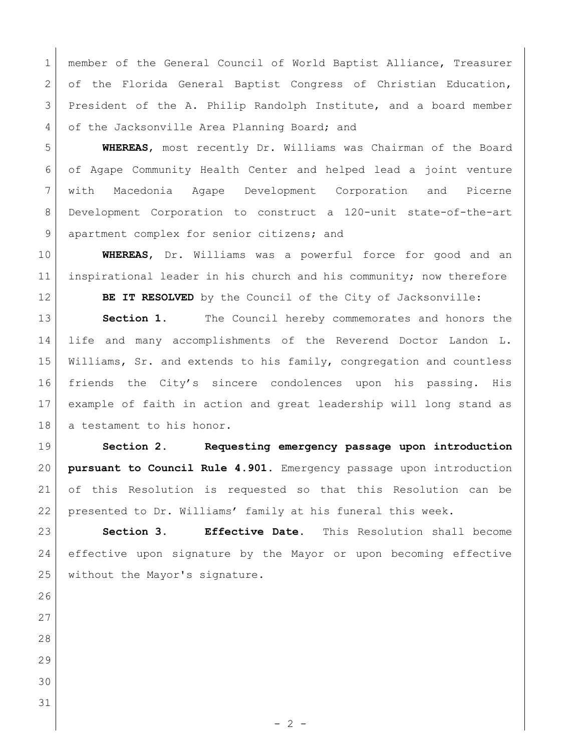member of the General Council of World Baptist Alliance, Treasurer of the Florida General Baptist Congress of Christian Education, President of the A. Philip Randolph Institute, and a board member of the Jacksonville Area Planning Board; and

**WHEREAS**, most recently Dr. Williams was Chairman of the Board of Agape Community Health Center and helped lead a joint venture with Macedonia Agape Development Corporation and Picerne Development Corporation to construct a 120-unit state-of-the-art apartment complex for senior citizens; and

**WHEREAS**, Dr. Williams was a powerful force for good and an inspirational leader in his church and his community; now therefore

**BE IT RESOLVED** by the Council of the City of Jacksonville:

**Section 1.** The Council hereby commemorates and honors the life and many accomplishments of the Reverend Doctor Landon L. Williams, Sr. and extends to his family, congregation and countless friends the City's sincere condolences upon his passing. His example of faith in action and great leadership will long stand as a testament to his honor.

**Section 2. Requesting emergency passage upon introduction pursuant to Council Rule 4.901.** Emergency passage upon introduction of this Resolution is requested so that this Resolution can be presented to Dr. Williams' family at his funeral this week.

**Section 3. Effective Date.** This Resolution shall become effective upon signature by the Mayor or upon becoming effective without the Mayor's signature.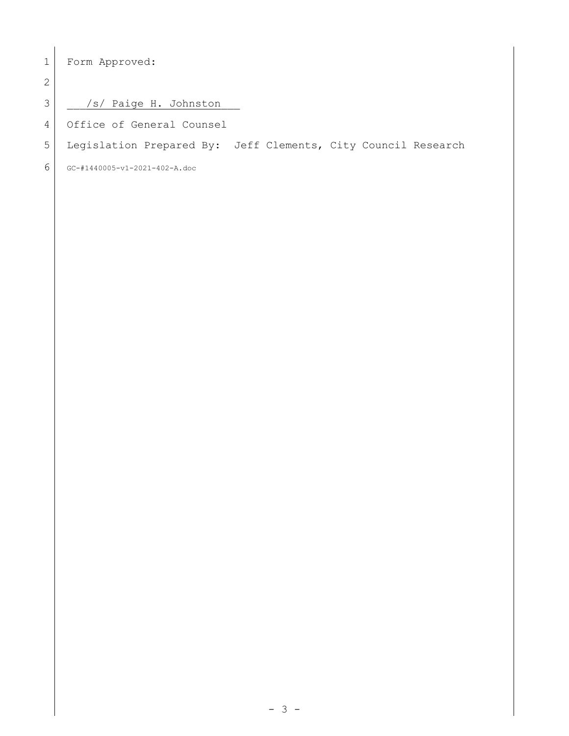Form Approved:

/s/ Paige H. Johnston

Office of General Counsel

Legislation Prepared By: Jeff Clements, City Council Research

GC-#1440005-v1-2021-402-A.doc